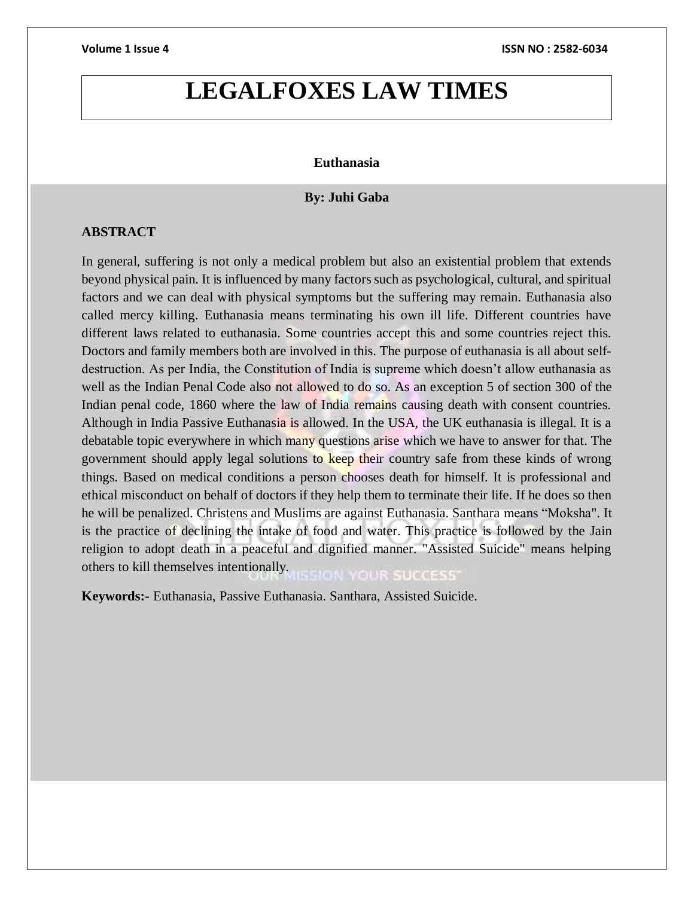# LEGALFOXES LAW TIMES

**Euthanasia**

**By: Juhi Gaba**

## ABSTRACT

In general, suffering is not only a medical problem but also an existential problem that extends beyond physical pain. It is influenced by many factors such as psychological, cultural, and spiritual factors and we can deal with physical symptoms but the suffering may remain. Euthanasia also called mercy killing. Euthanasia means terminating his own ill life. Different countries have different laws related to euthanasia. Some countries accept this and some countries reject this. Doctors and family members both are involved in this. The purpose of euthanasia is all about self-destruction. As per India, the Constitution of India is supreme which doesn't allow euthanasia as well as the Indian Penal Code also not allowed to do so. As an exception 5 of section 300 of the Indian penal code, 1860 where the law of India remains causing death with consent countries. Although in India Passive Euthanasia is allowed. In the USA, the UK euthanasia is illegal. It is a debatable topic everywhere in which many questions arise which we have to answer for that. The government should apply legal solutions to keep their country safe from these kinds of wrong things. Based on medical conditions a person chooses death for himself. It is professional and ethical misconduct on behalf of doctors if they help them to terminate their life. If he does so then he will be penalized. Christens and Muslims are against Euthanasia. Santhara means "Moksha". It is the practice of declining the intake of food and water. This practice is followed by the Jain religion to adopt death in a peaceful and dignified manner. "Assisted Suicide" means helping others to kill themselves intentionally.

**Keywords:-** Euthanasia, Passive Euthanasia. Santhara, Assisted Suicide.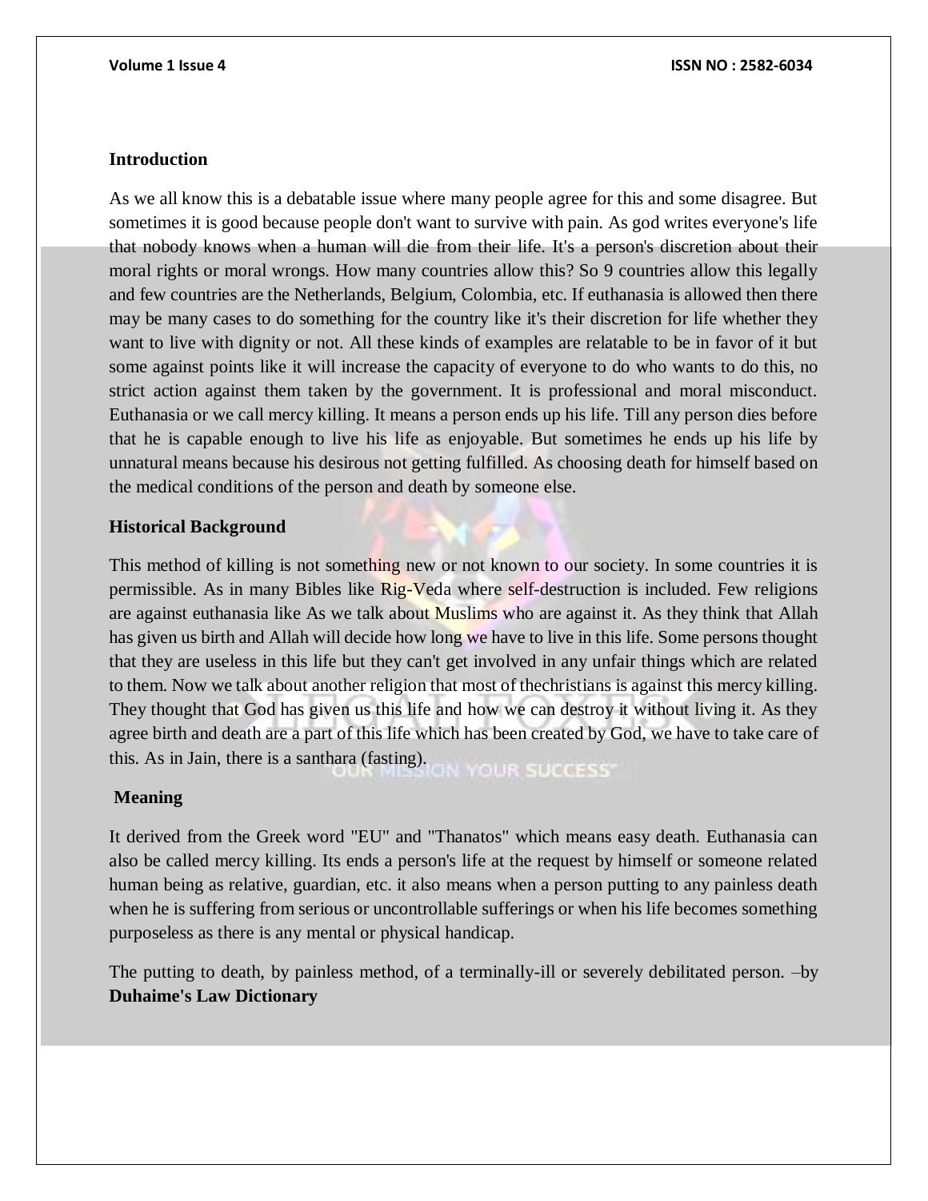## Introduction

As we all know this is a debatable issue where many people agree for this and some disagree. But sometimes it is good because people don't want to survive with pain. As god writes everyone's life that nobody knows when a human will die from their life. It's a person's discretion about their moral rights or moral wrongs. How many countries allow this? So 9 countries allow this legally and few countries are the Netherlands, Belgium, Colombia, etc. If euthanasia is allowed then there may be many cases to do something for the country like it's their discretion for life whether they want to live with dignity or not. All these kinds of examples are relatable to be in favor of it but some against points like it will increase the capacity of everyone to do who wants to do this, no strict action against them taken by the government. It is professional and moral misconduct. Euthanasia or we call mercy killing. It means a person ends up his life. Till any person dies before that he is capable enough to live his life as enjoyable. But sometimes he ends up his life by unnatural means because his desirous not getting fulfilled. As choosing death for himself based on the medical conditions of the person and death by someone else.

## Historical Background

This method of killing is not something new or not known to our society. In some countries it is permissible. As in many Bibles like Rig-Veda where self-destruction is included. Few religions are against euthanasia like As we talk about Muslims who are against it. As they think that Allah has given us birth and Allah will decide how long we have to live in this life. Some persons thought that they are useless in this life but they can't get involved in any unfair things which are related to them. Now we talk about another religion that most of thechristians is against this mercy killing. They thought that God has given us this life and how we can destroy it without living it. As they agree birth and death are a part of this life which has been created by God, we have to take care of this. As in Jain, there is a santhara (fasting).

## Meaning

It derived from the Greek word "EU" and "Thanatos" which means easy death. Euthanasia can also be called mercy killing. Its ends a person's life at the request by himself or someone related human being as relative, guardian, etc. it also means when a person putting to any painless death when he is suffering from serious or uncontrollable sufferings or when his life becomes something purposeless as there is any mental or physical handicap.

The putting to death, by painless method, of a terminally-ill or severely debilitated person. –by **Duhaime's Law Dictionary**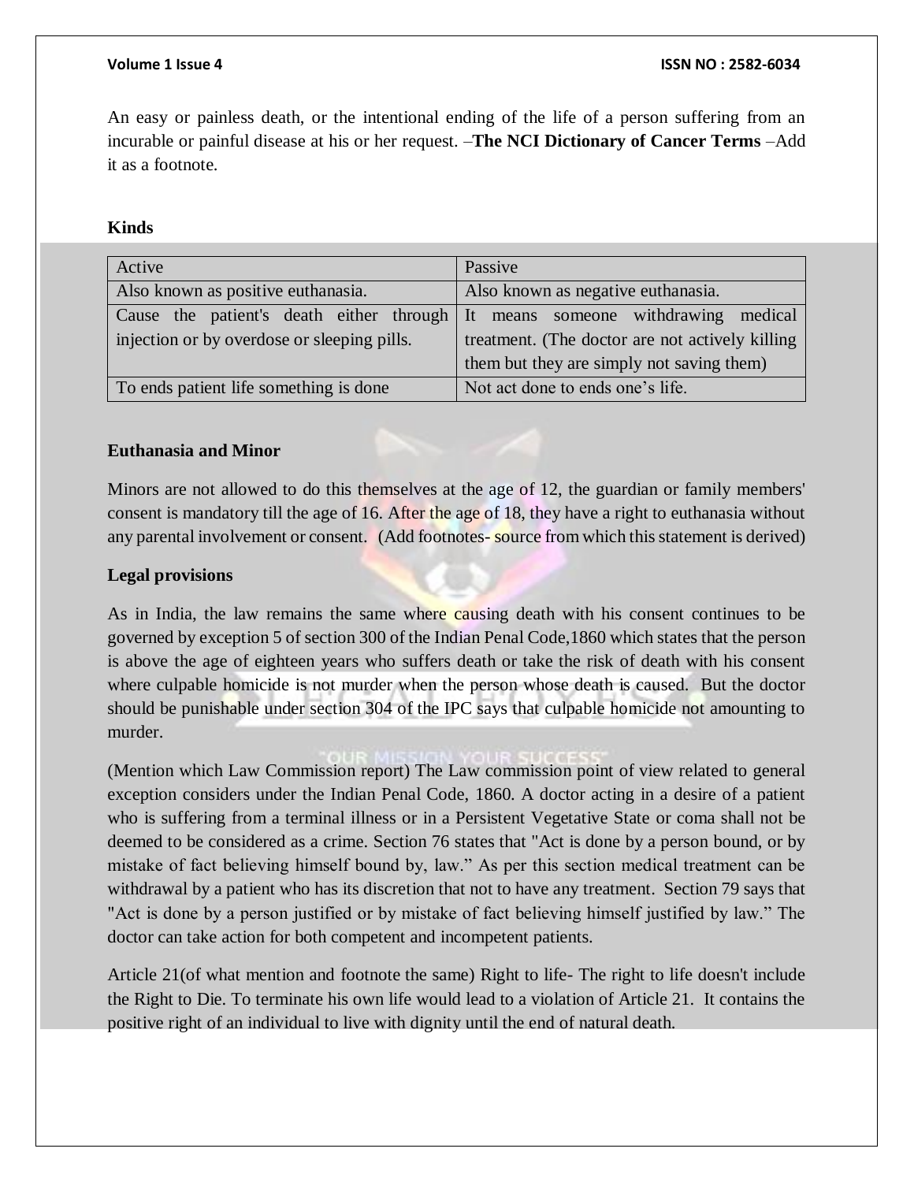An easy or painless death, or the intentional ending of the life of a person suffering from an incurable or painful disease at his or her request. –**The NCI Dictionary of Cancer Terms** –Add it as a footnote.

**Kinds**

| Active | Passive |
|---|---|
| Also known as positive euthanasia. | Also known as negative euthanasia. |
| Cause the patient's death either through injection or by overdose or sleeping pills. | It means someone withdrawing medical treatment. (The doctor are not actively killing them but they are simply not saving them) |
| To ends patient life something is done | Not act done to ends one's life. |

**Euthanasia and Minor**

Minors are not allowed to do this themselves at the age of 12, the guardian or family members' consent is mandatory till the age of 16. After the age of 18, they have a right to euthanasia without any parental involvement or consent. (Add footnotes- source from which this statement is derived)

**Legal provisions**

As in India, the law remains the same where causing death with his consent continues to be governed by exception 5 of section 300 of the Indian Penal Code,1860 which states that the person is above the age of eighteen years who suffers death or take the risk of death with his consent where culpable homicide is not murder when the person whose death is caused. But the doctor should be punishable under section 304 of the IPC says that culpable homicide not amounting to murder.

(Mention which Law Commission report) The Law commission point of view related to general exception considers under the Indian Penal Code, 1860. A doctor acting in a desire of a patient who is suffering from a terminal illness or in a Persistent Vegetative State or coma shall not be deemed to be considered as a crime. Section 76 states that "Act is done by a person bound, or by mistake of fact believing himself bound by, law." As per this section medical treatment can be withdrawal by a patient who has its discretion that not to have any treatment. Section 79 says that "Act is done by a person justified or by mistake of fact believing himself justified by law." The doctor can take action for both competent and incompetent patients.

Article 21(of what mention and footnote the same) Right to life- The right to life doesn't include the Right to Die. To terminate his own life would lead to a violation of Article 21. It contains the positive right of an individual to live with dignity until the end of natural death.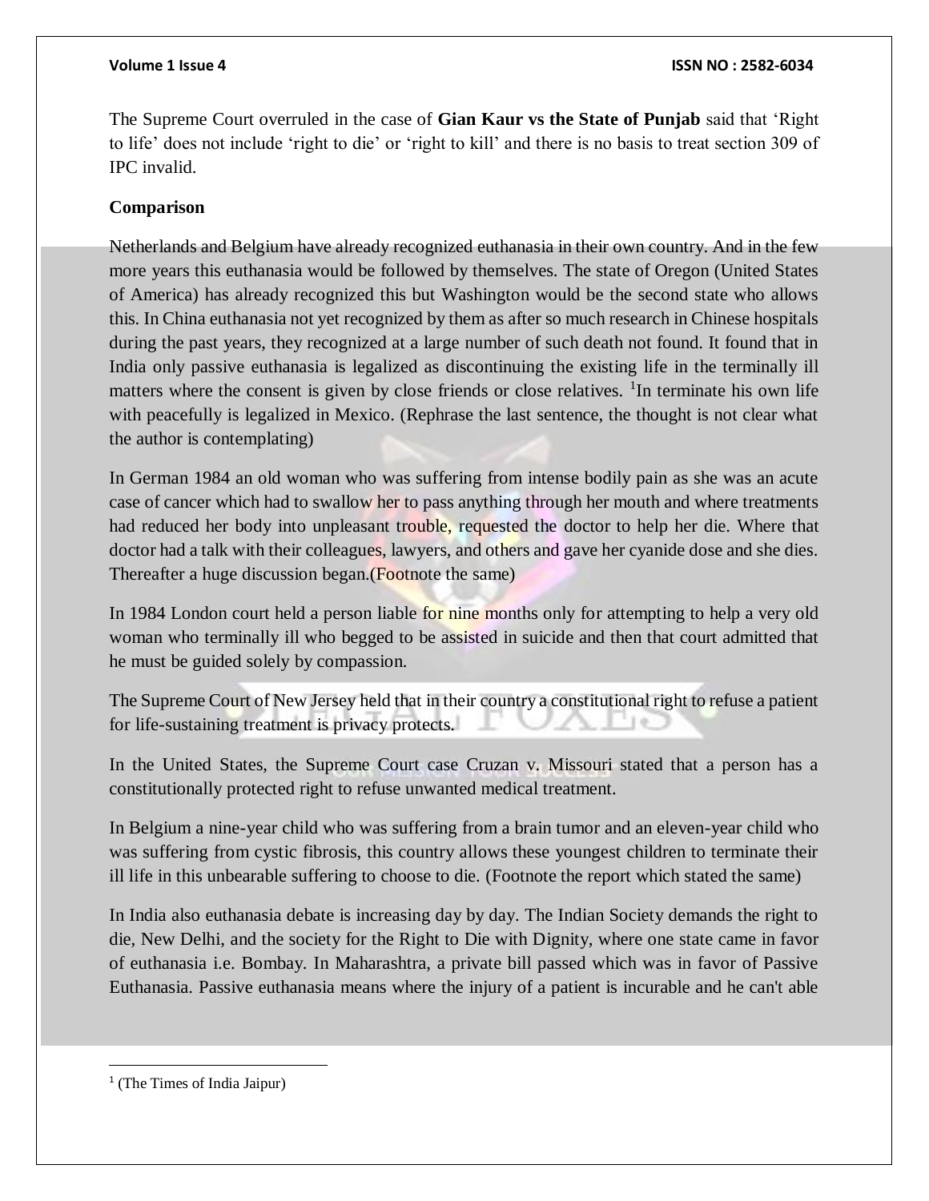The Supreme Court overruled in the case of **Gian Kaur vs the State of Punjab** said that 'Right to life' does not include 'right to die' or 'right to kill' and there is no basis to treat section 309 of IPC invalid.

**Comparison**

Netherlands and Belgium have already recognized euthanasia in their own country. And in the few more years this euthanasia would be followed by themselves. The state of Oregon (United States of America) has already recognized this but Washington would be the second state who allows this. In China euthanasia not yet recognized by them as after so much research in Chinese hospitals during the past years, they recognized at a large number of such death not found. It found that in India only passive euthanasia is legalized as discontinuing the existing life in the terminally ill matters where the consent is given by close friends or close relatives. [1]In terminate his own life with peacefully is legalized in Mexico. (Rephrase the last sentence, the thought is not clear what the author is contemplating)

In German 1984 an old woman who was suffering from intense bodily pain as she was an acute case of cancer which had to swallow her to pass anything through her mouth and where treatments had reduced her body into unpleasant trouble, requested the doctor to help her die. Where that doctor had a talk with their colleagues, lawyers, and others and gave her cyanide dose and she dies. Thereafter a huge discussion began.(Footnote the same)

In 1984 London court held a person liable for nine months only for attempting to help a very old woman who terminally ill who begged to be assisted in suicide and then that court admitted that he must be guided solely by compassion.

The Supreme Court of New Jersey held that in their country a constitutional right to refuse a patient for life-sustaining treatment is privacy protects.

In the United States, the Supreme Court case Cruzan v. Missouri stated that a person has a constitutionally protected right to refuse unwanted medical treatment.

In Belgium a nine-year child who was suffering from a brain tumor and an eleven-year child who was suffering from cystic fibrosis, this country allows these youngest children to terminate their ill life in this unbearable suffering to choose to die. (Footnote the report which stated the same)

In India also euthanasia debate is increasing day by day. The Indian Society demands the right to die, New Delhi, and the society for the Right to Die with Dignity, where one state came in favor of euthanasia i.e. Bombay. In Maharashtra, a private bill passed which was in favor of Passive Euthanasia. Passive euthanasia means where the injury of a patient is incurable and he can't able

---

[1] (The Times of India Jaipur)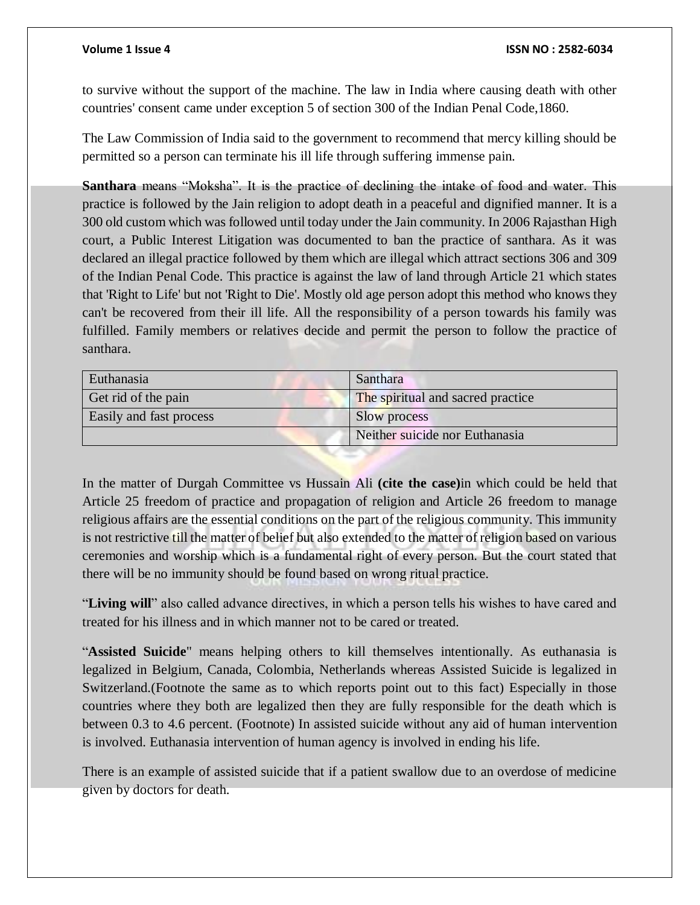to survive without the support of the machine. The law in India where causing death with other countries' consent came under exception 5 of section 300 of the Indian Penal Code,1860.

The Law Commission of India said to the government to recommend that mercy killing should be permitted so a person can terminate his ill life through suffering immense pain.

**Santhara** means "Moksha". It is the practice of declining the intake of food and water. This practice is followed by the Jain religion to adopt death in a peaceful and dignified manner. It is a 300 old custom which was followed until today under the Jain community. In 2006 Rajasthan High court, a Public Interest Litigation was documented to ban the practice of santhara. As it was declared an illegal practice followed by them which are illegal which attract sections 306 and 309 of the Indian Penal Code. This practice is against the law of land through Article 21 which states that 'Right to Life' but not 'Right to Die'. Mostly old age person adopt this method who knows they can't be recovered from their ill life. All the responsibility of a person towards his family was fulfilled. Family members or relatives decide and permit the person to follow the practice of santhara.

| Euthanasia | Santhara |
| --- | --- |
| Get rid of the pain | The spiritual and sacred practice |
| Easily and fast process | Slow process |
| | Neither suicide nor Euthanasia |

In the matter of Durgah Committee vs Hussain Ali **(cite the case)**in which could be held that Article 25 freedom of practice and propagation of religion and Article 26 freedom to manage religious affairs are the essential conditions on the part of the religious community. This immunity is not restrictive till the matter of belief but also extended to the matter of religion based on various ceremonies and worship which is a fundamental right of every person. But the court stated that there will be no immunity should be found based on wrong ritual practice.

"**Living will**" also called advance directives, in which a person tells his wishes to have cared and treated for his illness and in which manner not to be cared or treated.

"**Assisted Suicide**" means helping others to kill themselves intentionally. As euthanasia is legalized in Belgium, Canada, Colombia, Netherlands whereas Assisted Suicide is legalized in Switzerland.(Footnote the same as to which reports point out to this fact) Especially in those countries where they both are legalized then they are fully responsible for the death which is between 0.3 to 4.6 percent. (Footnote) In assisted suicide without any aid of human intervention is involved. Euthanasia intervention of human agency is involved in ending his life.

There is an example of assisted suicide that if a patient swallow due to an overdose of medicine given by doctors for death.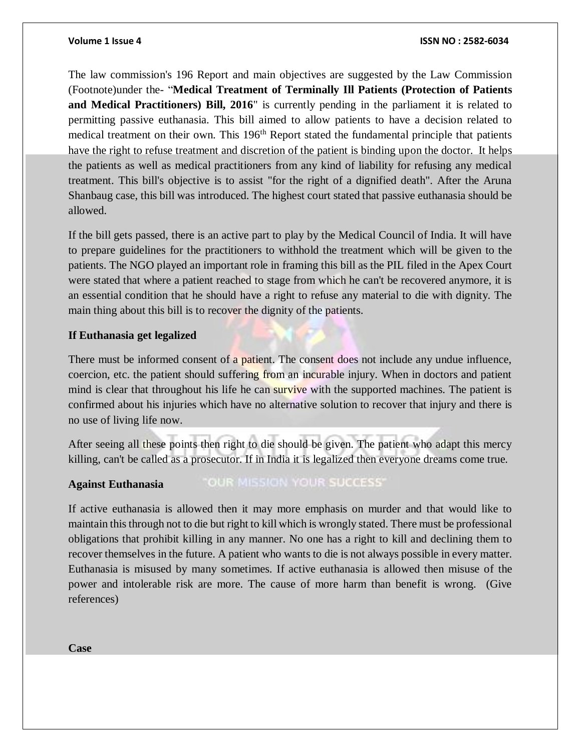The law commission's 196 Report and main objectives are suggested by the Law Commission (Footnote)under the- "**Medical Treatment of Terminally Ill Patients (Protection of Patients and Medical Practitioners) Bill, 2016**" is currently pending in the parliament it is related to permitting passive euthanasia. This bill aimed to allow patients to have a decision related to medical treatment on their own. This 196th Report stated the fundamental principle that patients have the right to refuse treatment and discretion of the patient is binding upon the doctor. It helps the patients as well as medical practitioners from any kind of liability for refusing any medical treatment. This bill's objective is to assist "for the right of a dignified death". After the Aruna Shanbaug case, this bill was introduced. The highest court stated that passive euthanasia should be allowed.

If the bill gets passed, there is an active part to play by the Medical Council of India. It will have to prepare guidelines for the practitioners to withhold the treatment which will be given to the patients. The NGO played an important role in framing this bill as the PIL filed in the Apex Court were stated that where a patient reached to stage from which he can't be recovered anymore, it is an essential condition that he should have a right to refuse any material to die with dignity. The main thing about this bill is to recover the dignity of the patients.

**If Euthanasia get legalized**

There must be informed consent of a patient. The consent does not include any undue influence, coercion, etc. the patient should suffering from an incurable injury. When in doctors and patient mind is clear that throughout his life he can survive with the supported machines. The patient is confirmed about his injuries which have no alternative solution to recover that injury and there is no use of living life now.

After seeing all these points then right to die should be given. The patient who adapt this mercy killing, can't be called as a prosecutor. If in India it is legalized then everyone dreams come true.

**Against Euthanasia**

If active euthanasia is allowed then it may more emphasis on murder and that would like to maintain this through not to die but right to kill which is wrongly stated. There must be professional obligations that prohibit killing in any manner. No one has a right to kill and declining them to recover themselves in the future. A patient who wants to die is not always possible in every matter. Euthanasia is misused by many sometimes. If active euthanasia is allowed then misuse of the power and intolerable risk are more. The cause of more harm than benefit is wrong. (Give references)

**Case**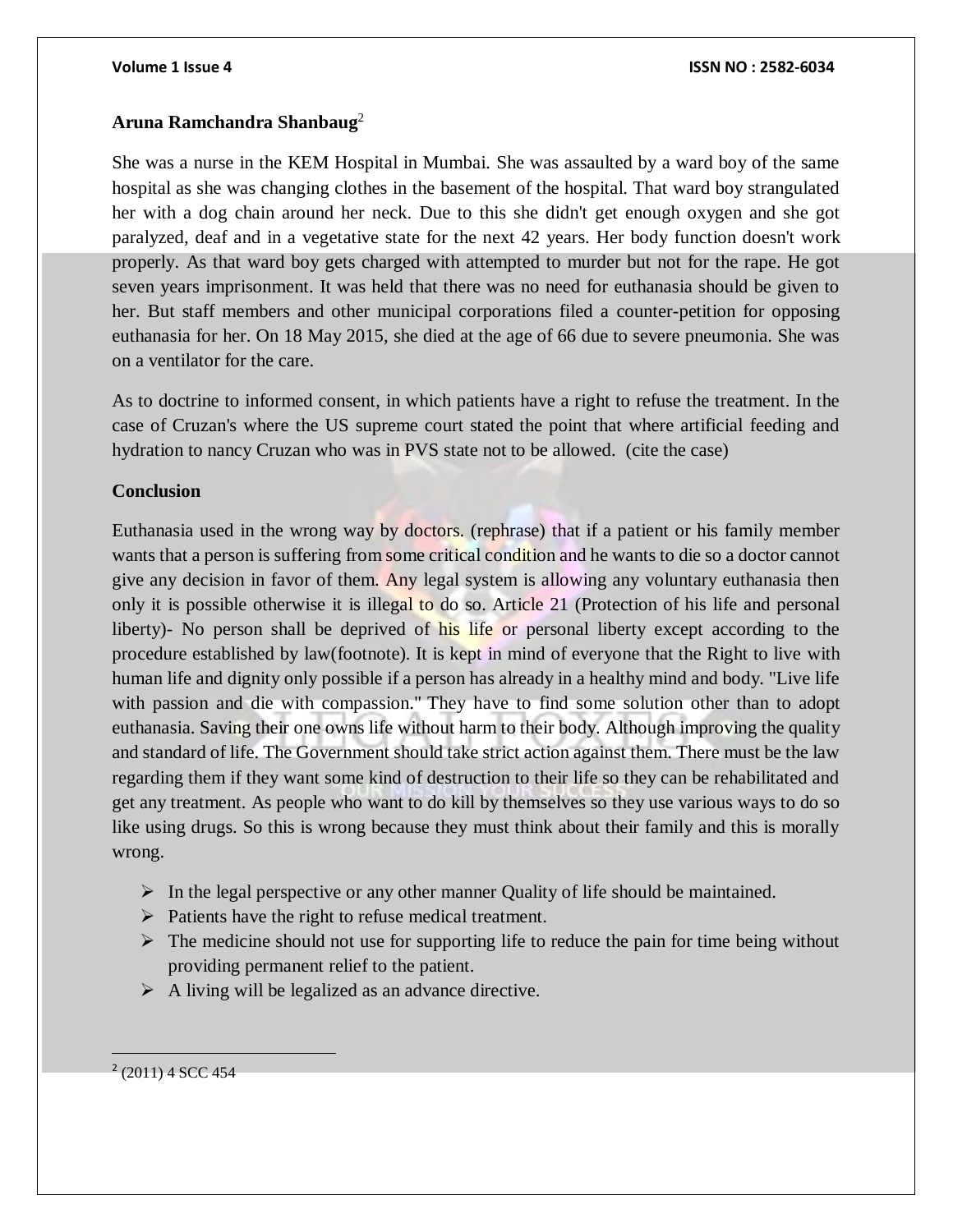**Aruna Ramchandra Shanbaug**[2]

She was a nurse in the KEM Hospital in Mumbai. She was assaulted by a ward boy of the same hospital as she was changing clothes in the basement of the hospital. That ward boy strangulated her with a dog chain around her neck. Due to this she didn't get enough oxygen and she got paralyzed, deaf and in a vegetative state for the next 42 years. Her body function doesn't work properly. As that ward boy gets charged with attempted to murder but not for the rape. He got seven years imprisonment. It was held that there was no need for euthanasia should be given to her. But staff members and other municipal corporations filed a counter-petition for opposing euthanasia for her. On 18 May 2015, she died at the age of 66 due to severe pneumonia. She was on a ventilator for the care.

As to doctrine to informed consent, in which patients have a right to refuse the treatment. In the case of Cruzan's where the US supreme court stated the point that where artificial feeding and hydration to nancy Cruzan who was in PVS state not to be allowed. (cite the case)

**Conclusion**

Euthanasia used in the wrong way by doctors. (rephrase) that if a patient or his family member wants that a person is suffering from some critical condition and he wants to die so a doctor cannot give any decision in favor of them. Any legal system is allowing any voluntary euthanasia then only it is possible otherwise it is illegal to do so. Article 21 (Protection of his life and personal liberty)- No person shall be deprived of his life or personal liberty except according to the procedure established by law(footnote). It is kept in mind of everyone that the Right to live with human life and dignity only possible if a person has already in a healthy mind and body. "Live life with passion and die with compassion." They have to find some solution other than to adopt euthanasia. Saving their one owns life without harm to their body. Although improving the quality and standard of life. The Government should take strict action against them. There must be the law regarding them if they want some kind of destruction to their life so they can be rehabilitated and get any treatment. As people who want to do kill by themselves so they use various ways to do so like using drugs. So this is wrong because they must think about their family and this is morally wrong.

- In the legal perspective or any other manner Quality of life should be maintained.
- Patients have the right to refuse medical treatment.
- The medicine should not use for supporting life to reduce the pain for time being without providing permanent relief to the patient.
- A living will be legalized as an advance directive.

---

[2] (2011) 4 SCC 454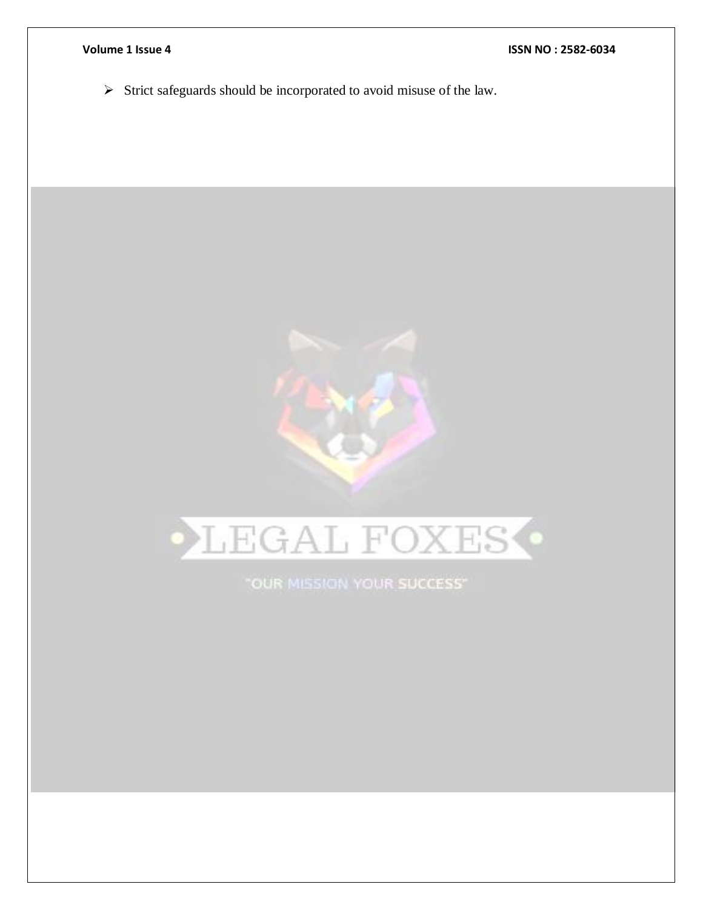- Strict safeguards should be incorporated to avoid misuse of the law.